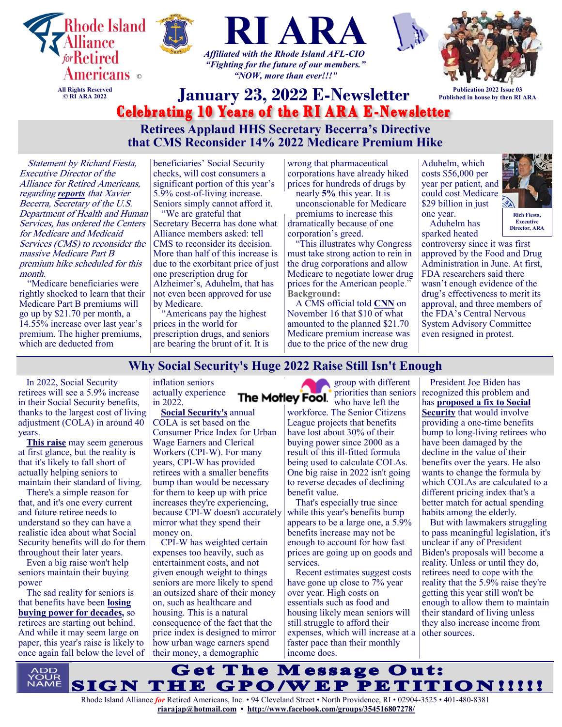# RI ARA

Rhode Island Alliance *for* Retired Americans ©

All Rights Reserved
© RI ARA 2022

*Affiliated with the Rhode Island AFL-CIO*
*"Fighting for the future of our members."*
*"NOW, more than ever!!!"*

Publication 2022 Issue 03
Published in house by then RI ARA

## January 23, 2022 E-Newsletter

**Celebrating 10 Years of the RI ARA E-Newsletter**

## Retirees Applaud HHS Secretary Becerra's Directive that CMS Reconsider 14% 2022 Medicare Premium Hike

*Statement by Richard Fiesta, Executive Director of the Alliance for Retired Americans, regarding **reports** that Xavier Becerra, Secretary of the U.S. Department of Health and Human Services, has ordered the Centers for Medicare and Medicaid Services (CMS) to reconsider the massive Medicare Part B premium hike scheduled for this month.*

"Medicare beneficiaries were rightly shocked to learn that their Medicare Part B premiums will go up by $21.70 per month, a 14.55% increase over last year's premium. The higher premiums, which are deducted from beneficiaries' Social Security checks, will cost consumers a significant portion of this year's 5.9% cost-of-living increase. Seniors simply cannot afford it.

"We are grateful that Secretary Becerra has done what Alliance members asked: tell CMS to reconsider its decision. More than half of this increase is due to the exorbitant price of just one prescription drug for Alzheimer's, Aduhelm, that has not even been approved for use by Medicare.

"Americans pay the highest prices in the world for prescription drugs, and seniors are bearing the brunt of it. It is wrong that pharmaceutical corporations have already hiked prices for hundreds of drugs by nearly **5%** this year. It is unconscionable for Medicare premiums to increase this dramatically because of one corporation's greed.

"This illustrates why Congress must take strong action to rein in the drug corporations and allow Medicare to negotiate lower drug prices for the American people."

**Background:**

A CMS official told **CNN** on November 16 that $10 of what amounted to the planned $21.70 Medicare premium increase was due to the price of the new drug Aduhelm, which costs $56,000 per year per patient, and could cost Medicare $29 billion in just one year.

Rich Fiesta, Executive Director, ARA

Aduhelm has sparked heated controversy since it was first approved by the Food and Drug Administration in June. At first, FDA researchers said there wasn't enough evidence of the drug's effectiveness to merit its approval, and three members of the FDA's Central Nervous System Advisory Committee even resigned in protest.

## Why Social Security's Huge 2022 Raise Still Isn't Enough

In 2022, Social Security retirees will see a 5.9% increase in their Social Security benefits, thanks to the largest cost of living adjustment (COLA) in around 40 years.

**This raise** may seem generous at first glance, but the reality is that it's likely to fall short of actually helping seniors to maintain their standard of living.

There's a simple reason for that, and it's one every current and future retiree needs to understand so they can have a realistic idea about what Social Security benefits will do for them throughout their later years.

Even a big raise won't help seniors maintain their buying power

The sad reality for seniors is that benefits have been **losing buying power for decades,** so retirees are starting out behind. And while it may seem large on paper, this year's raise is likely to once again fall below the level of inflation seniors actually experience in 2022.

**Social Security's** annual COLA is set based on the Consumer Price Index for Urban Wage Earners and Clerical Workers (CPI-W). For many years, CPI-W has provided retirees with a smaller benefits bump than would be necessary for them to keep up with price increases they're experiencing, because CPI-W doesn't accurately mirror what they spend their money on.

CPI-W has weighted certain expenses too heavily, such as entertainment costs, and not given enough weight to things seniors are more likely to spend an outsized share of their money on, such as healthcare and housing. This is a natural consequence of the fact that the price index is designed to mirror how urban wage earners spend their money, a demographic group with different priorities than seniors who have left the workforce. The Senior Citizens League projects that benefits have lost about 30% of their buying power since 2000 as a result of this ill-fitted formula being used to calculate COLAs. One big raise in 2022 isn't going to reverse decades of declining benefit value.

That's especially true since while this year's benefits bump appears to be a large one, a 5.9% benefits increase may not be enough to account for how fast prices are going up on goods and services.

Recent estimates suggest costs have gone up close to 7% year over year. High costs on essentials such as food and housing likely mean seniors will still struggle to afford their expenses, which will increase at a faster pace than their monthly income does.

President Joe Biden has recognized this problem and has **proposed a fix to Social Security** that would involve providing a one-time benefits bump to long-living retirees who have been damaged by the decline in the value of their benefits over the years. He also wants to change the formula by which COLAs are calculated to a different pricing index that's a better match for actual spending habits among the elderly.

But with lawmakers struggling to pass meaningful legislation, it's unclear if any of President Biden's proposals will become a reality. Unless or until they do, retirees need to cope with the reality that the 5.9% raise they're getting this year still won't be enough to allow them to maintain their standard of living unless they also increase income from other sources.

ADD YOUR NAME

**Get The Message Out: SIGN THE GPO/WEP PETITION!!!!!**

Rhode Island Alliance *for* Retired Americans, Inc. • 94 Cleveland Street • North Providence, RI • 02904-3525 • 401-480-8381
**riarajap@hotmail.com** • **http://www.facebook.com/groups/354516807278/**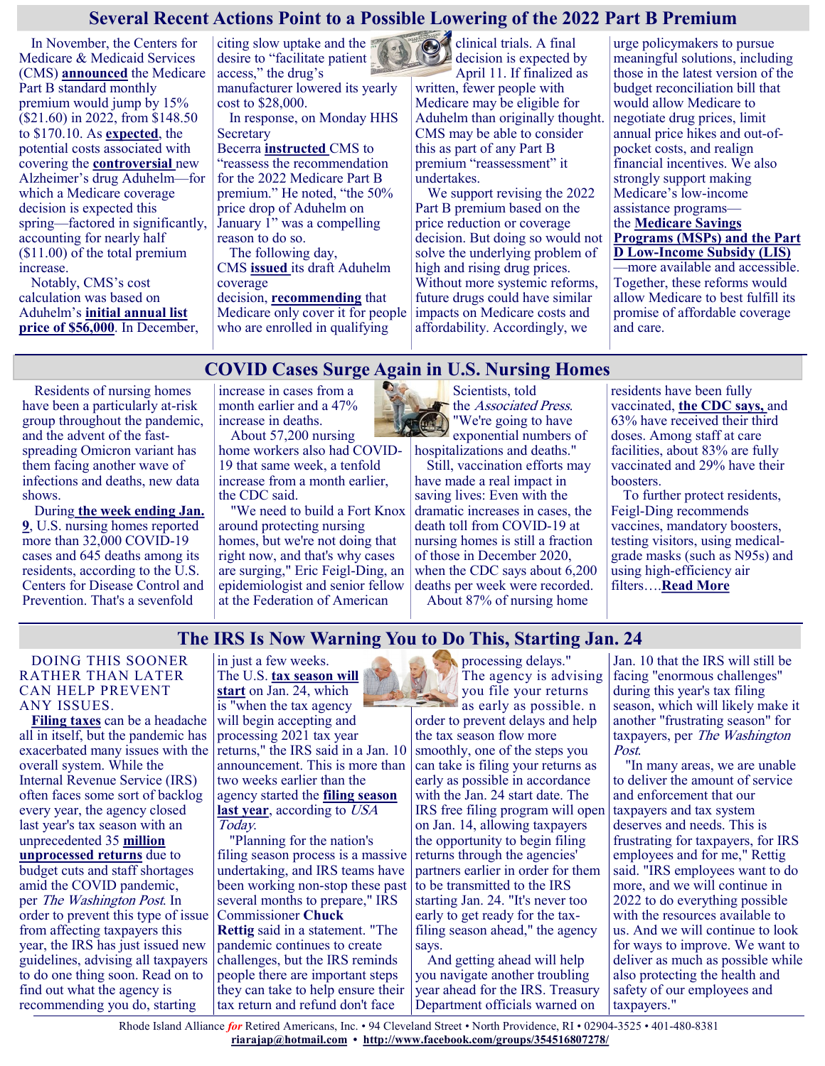## Several Recent Actions Point to a Possible Lowering of the 2022 Part B Premium

In November, the Centers for Medicare & Medicaid Services (CMS) **announced** the Medicare Part B standard monthly premium would jump by 15% ($21.60) in 2022, from $148.50 to $170.10. As **expected**, the potential costs associated with covering the **controversial** new Alzheimer's drug Aduhelm—for which a Medicare coverage decision is expected this spring—factored in significantly, accounting for nearly half ($11.00) of the total premium increase.

Notably, CMS's cost calculation was based on Aduhelm's **initial annual list price of $56,000**. In December, citing slow uptake and the desire to "facilitate patient access," the drug's manufacturer lowered its yearly cost to $28,000.

In response, on Monday HHS Secretary Becerra **instructed** CMS to "reassess the recommendation for the 2022 Medicare Part B premium." He noted, "the 50% price drop of Aduhelm on January 1" was a compelling reason to do so.

The following day, CMS **issued** its draft Aduhelm coverage decision, **recommending** that Medicare only cover it for people who are enrolled in qualifying clinical trials. A final decision is expected by April 11. If finalized as written, fewer people with Medicare may be eligible for Aduhelm than originally thought. CMS may be able to consider this as part of any Part B premium "reassessment" it undertakes.

We support revising the 2022 Part B premium based on the price reduction or coverage decision. But doing so would not solve the underlying problem of high and rising drug prices. Without more systemic reforms, future drugs could have similar impacts on Medicare costs and affordability. Accordingly, we urge policymakers to pursue meaningful solutions, including those in the latest version of the budget reconciliation bill that would allow Medicare to negotiate drug prices, limit annual price hikes and out-of-pocket costs, and realign financial incentives. We also strongly support making Medicare's low-income assistance programs—the **Medicare Savings Programs (MSPs) and the Part D Low-Income Subsidy (LIS)**—more available and accessible. Together, these reforms would allow Medicare to best fulfill its promise of affordable coverage and care.

## COVID Cases Surge Again in U.S. Nursing Homes

Residents of nursing homes have been a particularly at-risk group throughout the pandemic, and the advent of the fast-spreading Omicron variant has them facing another wave of infections and deaths, new data shows.

During **the week ending Jan. 9**, U.S. nursing homes reported more than 32,000 COVID-19 cases and 645 deaths among its residents, according to the U.S. Centers for Disease Control and Prevention. That's a sevenfold increase in cases from a month earlier and a 47% increase in deaths.

About 57,200 nursing home workers also had COVID-19 that same week, a tenfold increase from a month earlier, the CDC said.

"We need to build a Fort Knox around protecting nursing homes, but we're not doing that right now, and that's why cases are surging," Eric Feigl-Ding, an epidemiologist and senior fellow at the Federation of American Scientists, told the *Associated Press*. "We're going to have exponential numbers of hospitalizations and deaths."

Still, vaccination efforts may have made a real impact in saving lives: Even with the dramatic increases in cases, the death toll from COVID-19 at nursing homes is still a fraction of those in December 2020, when the CDC says about 6,200 deaths per week were recorded.

About 87% of nursing home residents have been fully vaccinated, **the CDC says,** and 63% have received their third doses. Among staff at care facilities, about 83% are fully vaccinated and 29% have their boosters.

To further protect residents, Feigl-Ding recommends vaccines, mandatory boosters, testing visitors, using medical-grade masks (such as N95s) and using high-efficiency air filters….**Read More**

## The IRS Is Now Warning You to Do This, Starting Jan. 24

DOING THIS SOONER RATHER THAN LATER CAN HELP PREVENT ANY ISSUES.

**Filing taxes** can be a headache all in itself, but the pandemic has exacerbated many issues with the overall system. While the Internal Revenue Service (IRS) often faces some sort of backlog every year, the agency closed last year's tax season with an unprecedented 35 **million unprocessed returns** due to budget cuts and staff shortages amid the COVID pandemic, per *The Washington Post*. In order to prevent this type of issue from affecting taxpayers this year, the IRS has just issued new guidelines, advising all taxpayers to do one thing soon. Read on to find out what the agency is recommending you do, starting in just a few weeks.

The U.S. **tax season will start** on Jan. 24, which is "when the tax agency will begin accepting and processing 2021 tax year returns," the IRS said in a Jan. 10 announcement. This is more than two weeks earlier than the agency started the **filing season last year**, according to *USA Today*.

"Planning for the nation's filing season process is a massive undertaking, and IRS teams have been working non-stop these past several months to prepare," IRS Commissioner **Chuck Rettig** said in a statement. "The pandemic continues to create challenges, but the IRS reminds people there are important steps they can take to help ensure their tax return and refund don't face processing delays."

The agency is advising you file your returns as early as possible. n order to prevent delays and help the tax season flow more smoothly, one of the steps you can take is filing your returns as early as possible in accordance with the Jan. 24 start date. The IRS free filing program will open on Jan. 14, allowing taxpayers the opportunity to begin filing returns through the agencies' partners earlier in order for them to be transmitted to the IRS starting Jan. 24. "It's never too early to get ready for the tax-filing season ahead," the agency says.

And getting ahead will help you navigate another troubling year ahead for the IRS. Treasury Department officials warned on Jan. 10 that the IRS will still be facing "enormous challenges" during this year's tax filing season, which will likely make it another "frustrating season" for taxpayers, per *The Washington Post*.

"In many areas, we are unable to deliver the amount of service and enforcement that our taxpayers and tax system deserves and needs. This is frustrating for taxpayers, for IRS employees and for me," Rettig said. "IRS employees want to do more, and we will continue in 2022 to do everything possible with the resources available to us. And we will continue to look for ways to improve. We want to deliver as much as possible while also protecting the health and safety of our employees and taxpayers."

Rhode Island Alliance *for* Retired Americans, Inc. • 94 Cleveland Street • North Providence, RI • 02904-3525 • 401-480-8381
**riarajap@hotmail.com** • **http://www.facebook.com/groups/354516807278/**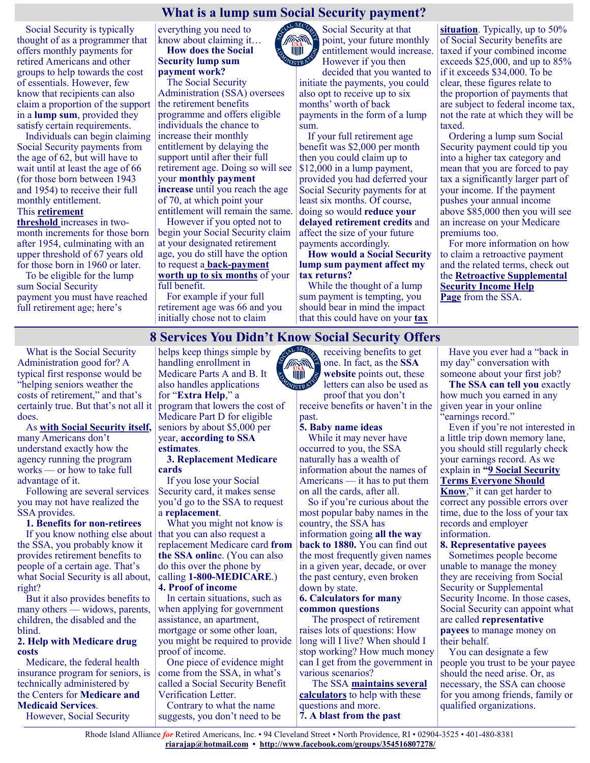## What is a lump sum Social Security payment?

Social Security is typically thought of as a programmer that offers monthly payments for retired Americans and other groups to help towards the cost of essentials. However, few know that recipients can also claim a proportion of the support in a **lump sum**, provided they satisfy certain requirements.

Individuals can begin claiming Social Security payments from the age of 62, but will have to wait until at least the age of 66 (for those born between 1943 and 1954) to receive their full monthly entitlement. This **retirement threshold** increases in two-month increments for those born after 1954, culminating with an upper threshold of 67 years old for those born in 1960 or later.

To be eligible for the lump sum Social Security payment you must have reached full retirement age; here's everything you need to know about claiming it…

**How does the Social Security lump sum payment work?**

The Social Security Administration (SSA) oversees the retirement benefits programme and offers eligible individuals the chance to increase their monthly entitlement by delaying the support until after their full retirement age. Doing so will see your **monthly payment increase** until you reach the age of 70, at which point your entitlement will remain the same.

However if you opted not to begin your Social Security claim at your designated retirement age, you do still have the option to request a **back-payment worth up to six months** of your full benefit.

For example if your full retirement age was 66 and you initially chose not to claim Social Security at that point, your future monthly entitlement would increase. However if you then decided that you wanted to initiate the payments, you could also opt to receive up to six months' worth of back payments in the form of a lump sum.

If your full retirement age benefit was $2,000 per month then you could claim up to $12,000 in a lump payment, provided you had deferred your Social Security payments for at least six months. Of course, doing so would **reduce your delayed retirement credits** and affect the size of your future payments accordingly.

**How would a Social Security lump sum payment affect my tax returns?**

While the thought of a lump sum payment is tempting, you should bear in mind the impact that this could have on your **tax situation**. Typically, up to 50% of Social Security benefits are taxed if your combined income exceeds $25,000, and up to 85% if it exceeds $34,000. To be clear, these figures relate to the proportion of payments that are subject to federal income tax, not the rate at which they will be taxed.

Ordering a lump sum Social Security payment could tip you into a higher tax category and mean that you are forced to pay tax a significantly larger part of your income. If the payment pushes your annual income above $85,000 then you will see an increase on your Medicare premiums too.

For more information on how to claim a retroactive payment and the related terms, check out the **Retroactive Supplemental Security Income Help Page** from the SSA.

## 8 Services You Didn't Know Social Security Offers

What is the Social Security Administration good for? A typical first response would be "helping seniors weather the costs of retirement," and that's certainly true. But that's not all it does.

As **with Social Security itself,** many Americans don't understand exactly how the agency running the program works — or how to take full advantage of it.

Following are several services you may not have realized the SSA provides.

**1. Benefits for non-retirees**

If you know nothing else about the SSA, you probably know it provides retirement benefits to people of a certain age. That's what Social Security is all about, right?

But it also provides benefits to many others — widows, parents, children, the disabled and the blind.

**2. Help with Medicare drug costs**

Medicare, the federal health insurance program for seniors, is technically administered by the Centers for **Medicare and Medicaid Services**.

However, Social Security helps keep things simple by handling enrollment in Medicare Parts A and B. It also handles applications for "**Extra Help**," a program that lowers the cost of Medicare Part D for eligible seniors by about $5,000 per year, **according to SSA estimates**.

**3. Replacement Medicare cards**

If you lose your Social Security card, it makes sense you'd go to the SSA to request a **replacement**.

What you might not know is that you can also request a replacement Medicare card **from the SSA online**. (You can also do this over the phone by calling **1-800-MEDICARE**.)

**4. Proof of income**

In certain situations, such as when applying for government assistance, an apartment, mortgage or some other loan, you might be required to provide proof of income.

One piece of evidence might come from the SSA, in what's called a Social Security Benefit Verification Letter.

Contrary to what the name suggests, you don't need to be receiving benefits to get one. In fact, as the **SSA website** points out, these letters can also be used as proof that you don't receive benefits or haven't in the past.

**5. Baby name ideas**

While it may never have occurred to you, the SSA naturally has a wealth of information about the names of Americans — it has to put them on all the cards, after all.

So if you're curious about the most popular baby names in the country, the SSA has information going **all the way back to 1880.** You can find out the most frequently given names in a given year, decade, or over the past century, even broken down by state.

**6. Calculators for many common questions**

The prospect of retirement raises lots of questions: How long will I live? When should I stop working? How much money can I get from the government in various scenarios?

The SSA **maintains several calculators** to help with these questions and more.

**7. A blast from the past**

Have you ever had a "back in my day" conversation with someone about your first job?

**The SSA can tell you** exactly how much you earned in any given year in your online "earnings record."

Even if you're not interested in a little trip down memory lane, you should still regularly check your earnings record. As we explain in **"9 Social Security Terms Everyone Should Know**," it can get harder to correct any possible errors over time, due to the loss of your tax records and employer information.

**8. Representative payees**

Sometimes people become unable to manage the money they are receiving from Social Security or Supplemental Security Income. In those cases, Social Security can appoint what are called **representative payees** to manage money on their behalf.

You can designate a few people you trust to be your payee should the need arise. Or, as necessary, the SSA can choose for you among friends, family or qualified organizations.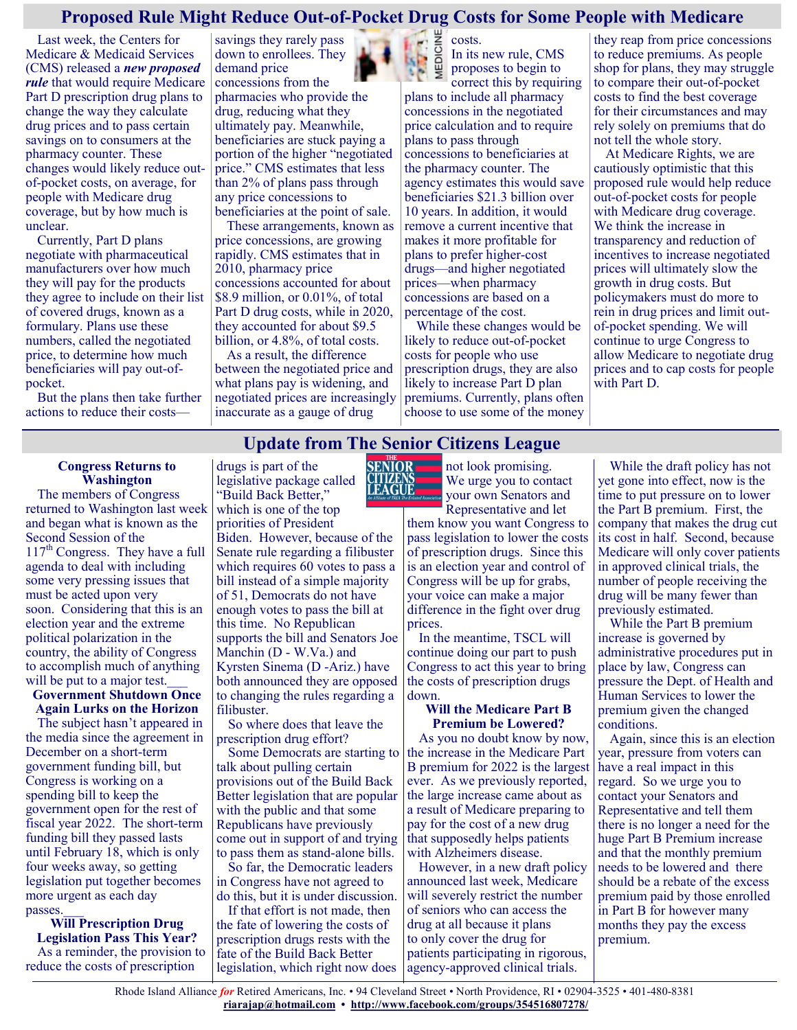## Proposed Rule Might Reduce Out-of-Pocket Drug Costs for Some People with Medicare

Last week, the Centers for Medicare & Medicaid Services (CMS) released a ***new proposed rule*** that would require Medicare Part D prescription drug plans to change the way they calculate drug prices and to pass certain savings on to consumers at the pharmacy counter. These changes would likely reduce out-of-pocket costs, on average, for people with Medicare drug coverage, but by how much is unclear.

Currently, Part D plans negotiate with pharmaceutical manufacturers over how much they will pay for the products they agree to include on their list of covered drugs, known as a formulary. Plans use these numbers, called the negotiated price, to determine how much beneficiaries will pay out-of-pocket.

But the plans then take further actions to reduce their costs—savings they rarely pass down to enrollees. They demand price concessions from the pharmacies who provide the drug, reducing what they ultimately pay. Meanwhile, beneficiaries are stuck paying a portion of the higher "negotiated price." CMS estimates that less than 2% of plans pass through any price concessions to beneficiaries at the point of sale.

These arrangements, known as price concessions, are growing rapidly. CMS estimates that in 2010, pharmacy price concessions accounted for about $8.9 million, or 0.01%, of total Part D drug costs, while in 2020, they accounted for about $9.5 billion, or 4.8%, of total costs.

As a result, the difference between the negotiated price and what plans pay is widening, and negotiated prices are increasingly inaccurate as a gauge of drug costs.

In its new rule, CMS proposes to begin to correct this by requiring plans to include all pharmacy concessions in the negotiated price calculation and to require plans to pass through concessions to beneficiaries at the pharmacy counter. The agency estimates this would save beneficiaries $21.3 billion over 10 years. In addition, it would remove a current incentive that makes it more profitable for plans to prefer higher-cost drugs—and higher negotiated prices—when pharmacy concessions are based on a percentage of the cost.

While these changes would be likely to reduce out-of-pocket costs for people who use prescription drugs, they are also likely to increase Part D plan premiums. Currently, plans often choose to use some of the money they reap from price concessions to reduce premiums. As people shop for plans, they may struggle to compare their out-of-pocket costs to find the best coverage for their circumstances and may rely solely on premiums that do not tell the whole story.

At Medicare Rights, we are cautiously optimistic that this proposed rule would help reduce out-of-pocket costs for people with Medicare drug coverage. We think the increase in transparency and reduction of incentives to increase negotiated prices will ultimately slow the growth in drug costs. But policymakers must do more to rein in drug prices and limit out-of-pocket spending. We will continue to urge Congress to allow Medicare to negotiate drug prices and to cap costs for people with Part D.

## Update from The Senior Citizens League

**Congress Returns to Washington**

The members of Congress returned to Washington last week and began what is known as the Second Session of the 117th Congress. They have a full agenda to deal with including some very pressing issues that must be acted upon very soon. Considering that this is an election year and the extreme political polarization in the country, the ability of Congress to accomplish much of anything will be put to a major test.

**Government Shutdown Once Again Lurks on the Horizon**

The subject hasn't appeared in the media since the agreement in December on a short-term government funding bill, but Congress is working on a spending bill to keep the government open for the rest of fiscal year 2022. The short-term funding bill they passed lasts until February 18, which is only four weeks away, so getting legislation put together becomes more urgent as each day passes.

**Will Prescription Drug Legislation Pass This Year?**

As a reminder, the provision to reduce the costs of prescription drugs is part of the legislative package called "Build Back Better," which is one of the top priorities of President Biden. However, because of the Senate rule regarding a filibuster which requires 60 votes to pass a bill instead of a simple majority of 51, Democrats do not have enough votes to pass the bill at this time. No Republican supports the bill and Senators Joe Manchin (D - W.Va.) and Kyrsten Sinema (D -Ariz.) have both announced they are opposed to changing the rules regarding a filibuster.

So where does that leave the prescription drug effort?

Some Democrats are starting to talk about pulling certain provisions out of the Build Back Better legislation that are popular with the public and that some Republicans have previously come out in support of and trying to pass them as stand-alone bills.

So far, the Democratic leaders in Congress have not agreed to do this, but it is under discussion.

If that effort is not made, then the fate of lowering the costs of prescription drugs rests with the fate of the Build Back Better legislation, which right now does not look promising. We urge you to contact your own Senators and Representative and let them know you want Congress to pass legislation to lower the costs of prescription drugs. Since this is an election year and control of Congress will be up for grabs, your voice can make a major difference in the fight over drug prices.

In the meantime, TSCL will continue doing our part to push Congress to act this year to bring the costs of prescription drugs down.

**Will the Medicare Part B Premium be Lowered?**

As you no doubt know by now, the increase in the Medicare Part B premium for 2022 is the largest ever. As we previously reported, the large increase came about as a result of Medicare preparing to pay for the cost of a new drug that supposedly helps patients with Alzheimers disease.

However, in a new draft policy announced last week, Medicare will severely restrict the number of seniors who can access the drug at all because it plans to only cover the drug for patients participating in rigorous, agency-approved clinical trials.

While the draft policy has not yet gone into effect, now is the time to put pressure on to lower the Part B premium. First, the company that makes the drug cut its cost in half. Second, because Medicare will only cover patients in approved clinical trials, the number of people receiving the drug will be many fewer than previously estimated.

While the Part B premium increase is governed by administrative procedures put in place by law, Congress can pressure the Dept. of Health and Human Services to lower the premium given the changed conditions.

Again, since this is an election year, pressure from voters can have a real impact in this regard. So we urge you to contact your Senators and Representative and tell them there is no longer a need for the huge Part B Premium increase and that the monthly premium needs to be lowered and there should be a rebate of the excess premium paid by those enrolled in Part B for however many months they pay the excess premium.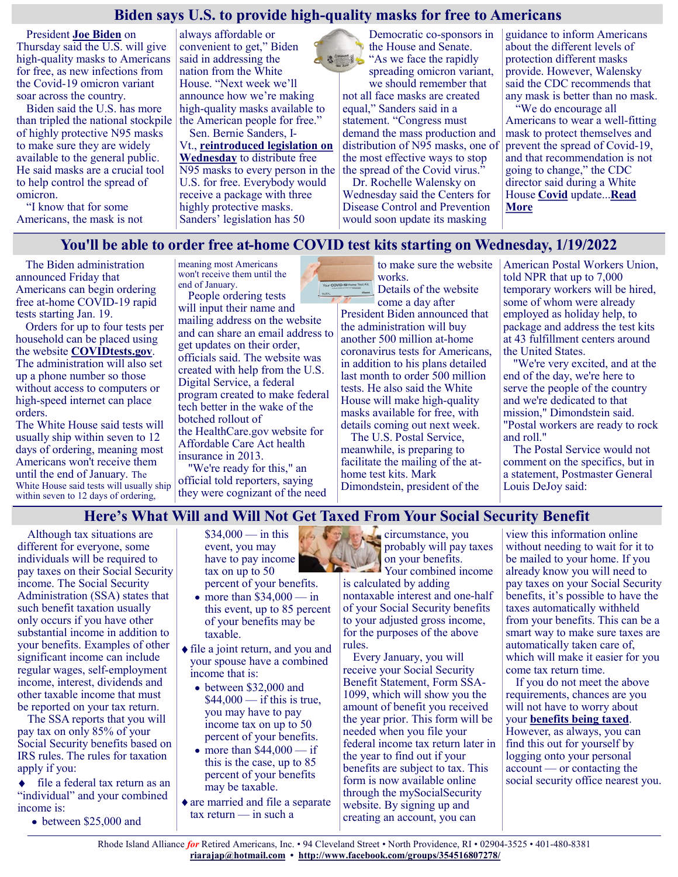## Biden says U.S. to provide high-quality masks for free to Americans

President **Joe Biden** on Thursday said the U.S. will give high-quality masks to Americans for free, as new infections from the Covid-19 omicron variant soar across the country.

Biden said the U.S. has more than tripled the national stockpile of highly protective N95 masks to make sure they are widely available to the general public. He said masks are a crucial tool to help control the spread of omicron.

"I know that for some Americans, the mask is not always affordable or convenient to get," Biden said in addressing the nation from the White House. "Next week we'll announce how we're making high-quality masks available to the American people for free."

Sen. Bernie Sanders, I-Vt., **reintroduced legislation on Wednesday** to distribute free N95 masks to every person in the U.S. for free. Everybody would receive a package with three highly protective masks. Sanders' legislation has 50 Democratic co-sponsors in the House and Senate. "As we face the rapidly spreading omicron variant, we should remember that not all face masks are created equal," Sanders said in a statement. "Congress must demand the mass production and distribution of N95 masks, one of the most effective ways to stop the spread of the Covid virus."

Dr. Rochelle Walensky on Wednesday said the Centers for Disease Control and Prevention would soon update its masking guidance to inform Americans about the different levels of protection different masks provide. However, Walensky said the CDC recommends that any mask is better than no mask.

"We do encourage all Americans to wear a well-fitting mask to protect themselves and prevent the spread of Covid-19, and that recommendation is not going to change," the CDC director said during a White House **Covid** update...**Read More**

## You'll be able to order free at-home COVID test kits starting on Wednesday, 1/19/2022

The Biden administration announced Friday that Americans can begin ordering free at-home COVID-19 rapid tests starting Jan. 19.

Orders for up to four tests per household can be placed using the website **COVIDtests.gov**. The administration will also set up a phone number so those without access to computers or high-speed internet can place orders.

The White House said tests will usually ship within seven to 12 days of ordering, meaning most Americans won't receive them until the end of January. The White House said tests will usually ship within seven to 12 days of ordering, meaning most Americans won't receive them until the end of January.

People ordering tests will input their name and mailing address on the website and can share an email address to get updates on their order, officials said. The website was created with help from the U.S. Digital Service, a federal program created to make federal tech better in the wake of the botched rollout of the HealthCare.gov website for Affordable Care Act health insurance in 2013.

"We're ready for this," an official told reporters, saying they were cognizant of the need to make sure the website works.

Details of the website come a day after President Biden announced that the administration will buy another 500 million at-home coronavirus tests for Americans, in addition to his plans detailed last month to order 500 million tests. He also said the White House will make high-quality masks available for free, with details coming out next week.

The U.S. Postal Service, meanwhile, is preparing to facilitate the mailing of the at-home test kits. Mark Dimondstein, president of the American Postal Workers Union, told NPR that up to 7,000 temporary workers will be hired, some of whom were already employed as holiday help, to package and address the test kits at 43 fulfillment centers around the United States.

"We're very excited, and at the end of the day, we're here to serve the people of the country and we're dedicated to that mission," Dimondstein said. "Postal workers are ready to rock and roll."

The Postal Service would not comment on the specifics, but in a statement, Postmaster General Louis DeJoy said:

## Here's What Will and Will Not Get Taxed From Your Social Security Benefit

Although tax situations are different for everyone, some individuals will be required to pay taxes on their Social Security income. The Social Security Administration (SSA) states that such benefit taxation usually only occurs if you have other substantial income in addition to your benefits. Examples of other significant income can include regular wages, self-employment income, interest, dividends and other taxable income that must be reported on your tax return.

The SSA reports that you will pay tax on only 85% of your Social Security benefits based on IRS rules. The rules for taxation apply if you:

- file a federal tax return as an "individual" and your combined income is:
  - between $25,000 and $34,000 — in this event, you may have to pay income tax on up to 50 percent of your benefits.
  - more than $34,000 — in this event, up to 85 percent of your benefits may be taxable.
- file a joint return, and you and your spouse have a combined income that is:
  - between $32,000 and $44,000 — if this is true, you may have to pay income tax on up to 50 percent of your benefits.
  - more than $44,000 — if this is the case, up to 85 percent of your benefits may be taxable.
- are married and file a separate tax return — in such a circumstance, you probably will pay taxes on your benefits.

Your combined income is calculated by adding nontaxable interest and one-half of your Social Security benefits to your adjusted gross income, for the purposes of the above rules.

Every January, you will receive your Social Security Benefit Statement, Form SSA-1099, which will show you the amount of benefit you received the year prior. This form will be needed when you file your federal income tax return later in the year to find out if your benefits are subject to tax. This form is now available online through the mySocialSecurity website. By signing up and creating an account, you can view this information online without needing to wait for it to be mailed to your home. If you already know you will need to pay taxes on your Social Security benefits, it's possible to have the taxes automatically withheld from your benefits. This can be a smart way to make sure taxes are automatically taken care of, which will make it easier for you come tax return time.

If you do not meet the above requirements, chances are you will not have to worry about your **benefits being taxed**. However, as always, you can find this out for yourself by logging onto your personal account — or contacting the social security office nearest you.

Rhode Island Alliance *for* Retired Americans, Inc. • 94 Cleveland Street • North Providence, RI • 02904-3525 • 401-480-8381
**riarajap@hotmail.com** • **http://www.facebook.com/groups/354516807278/**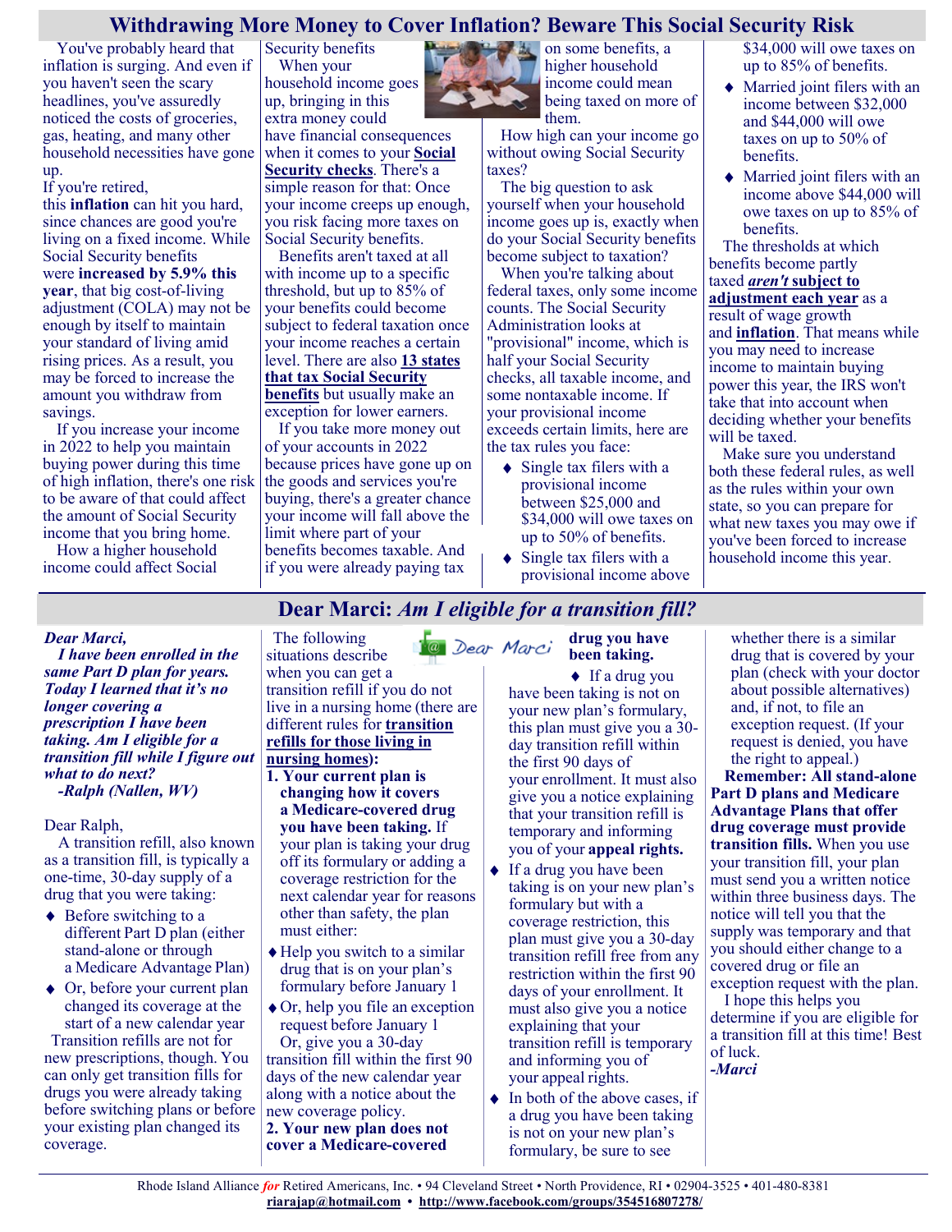# Withdrawing More Money to Cover Inflation? Beware This Social Security Risk

You've probably heard that inflation is surging. And even if you haven't seen the scary headlines, you've assuredly noticed the costs of groceries, gas, heating, and many other household necessities have gone up.

If you're retired, this **inflation** can hit you hard, since chances are good you're living on a fixed income. While Social Security benefits were **increased by 5.9% this year**, that big cost-of-living adjustment (COLA) may not be enough by itself to maintain your standard of living amid rising prices. As a result, you may be forced to increase the amount you withdraw from savings.

If you increase your income in 2022 to help you maintain buying power during this time of high inflation, there's one risk to be aware of that could affect the amount of Social Security income that you bring home.

How a higher household income could affect Social Security benefits

When your household income goes up, bringing in this extra money could have financial consequences when it comes to your **Social Security checks**. There's a simple reason for that: Once your income creeps up enough, you risk facing more taxes on Social Security benefits.

Benefits aren't taxed at all with income up to a specific threshold, but up to 85% of your benefits could become subject to federal taxation once your income reaches a certain level. There are also **13 states that tax Social Security benefits** but usually make an exception for lower earners.

If you take more money out of your accounts in 2022 because prices have gone up on the goods and services you're buying, there's a greater chance your income will fall above the limit where part of your benefits becomes taxable. And if you were already paying tax on some benefits, a higher household income could mean being taxed on more of them.

How high can your income go without owing Social Security taxes?

The big question to ask yourself when your household income goes up is, exactly when do your Social Security benefits become subject to taxation?

When you're talking about federal taxes, only some income counts. The Social Security Administration looks at "provisional" income, which is half your Social Security checks, all taxable income, and some nontaxable income. If your provisional income exceeds certain limits, here are the tax rules you face:

- Single tax filers with a provisional income between $25,000 and $34,000 will owe taxes on up to 50% of benefits.
- Single tax filers with a provisional income above $34,000 will owe taxes on up to 85% of benefits.
- Married joint filers with an income between $32,000 and $44,000 will owe taxes on up to 50% of benefits.
- Married joint filers with an income above $44,000 will owe taxes on up to 85% of benefits.

The thresholds at which benefits become partly taxed ***aren't* subject to adjustment each year** as a result of wage growth and **inflation**. That means while you may need to increase income to maintain buying power this year, the IRS won't take that into account when deciding whether your benefits will be taxed.

Make sure you understand both these federal rules, as well as the rules within your own state, so you can prepare for what new taxes you may owe if you've been forced to increase household income this year.

# Dear Marci: *Am I eligible for a transition fill?*

***Dear Marci,***

***I have been enrolled in the same Part D plan for years. Today I learned that it's no longer covering a prescription I have been taking. Am I eligible for a transition fill while I figure out what to do next?***

***-Ralph (Nallen, WV)***

Dear Ralph,

A transition refill, also known as a transition fill, is typically a one-time, 30-day supply of a drug that you were taking:

- Before switching to a different Part D plan (either stand-alone or through a Medicare Advantage Plan)
- Or, before your current plan changed its coverage at the start of a new calendar year

Transition refills are not for new prescriptions, though. You can only get transition fills for drugs you were already taking before switching plans or before your existing plan changed its coverage.

The following situations describe when you can get a transition refill if you do not live in a nursing home (there are different rules for **transition refills for those living in nursing homes**):

**1. Your current plan is changing how it covers a Medicare-covered drug you have been taking.** If your plan is taking your drug off its formulary or adding a coverage restriction for the next calendar year for reasons other than safety, the plan must either:

- Help you switch to a similar drug that is on your plan's formulary before January 1
- Or, help you file an exception request before January 1

Or, give you a 30-day transition fill within the first 90 days of the new calendar year along with a notice about the new coverage policy.

**2. Your new plan does not cover a Medicare-covered drug you have been taking.**

- If a drug you have been taking is not on your new plan's formulary, this plan must give you a 30-day transition refill within the first 90 days of your enrollment. It must also give you a notice explaining that your transition refill is temporary and informing you of your **appeal rights.**
- If a drug you have been taking is on your new plan's formulary but with a coverage restriction, this plan must give you a 30-day transition refill free from any restriction within the first 90 days of your enrollment. It must also give you a notice explaining that your transition refill is temporary and informing you of your appeal rights.
- In both of the above cases, if a drug you have been taking is not on your new plan's formulary, be sure to see whether there is a similar drug that is covered by your plan (check with your doctor about possible alternatives) and, if not, to file an exception request. (If your request is denied, you have the right to appeal.)

**Remember: All stand-alone Part D plans and Medicare Advantage Plans that offer drug coverage must provide transition fills.** When you use your transition fill, your plan must send you a written notice within three business days. The notice will tell you that the supply was temporary and that you should either change to a covered drug or file an exception request with the plan.

I hope this helps you determine if you are eligible for a transition fill at this time! Best of luck.

*-Marci*

Rhode Island Alliance *for* Retired Americans, Inc. • 94 Cleveland Street • North Providence, RI • 02904-3525 • 401-480-8381
**riarajap@hotmail.com** • **http://www.facebook.com/groups/354516807278/**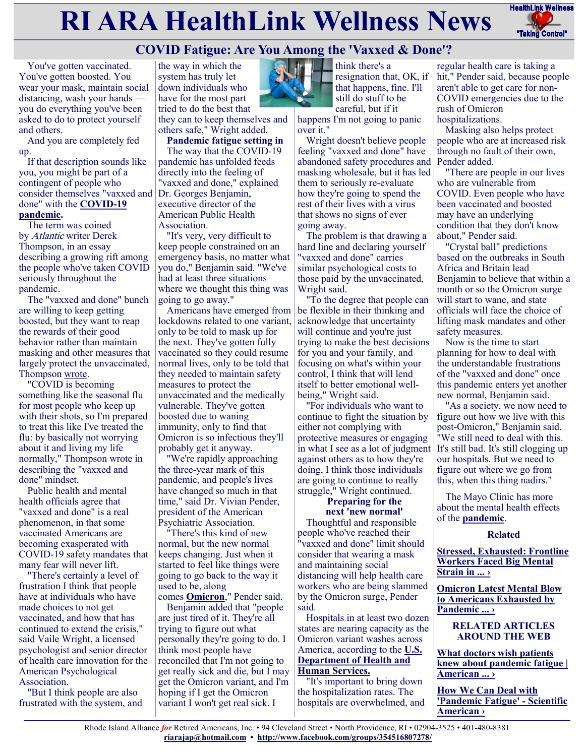# RI ARA HealthLink Wellness News

## COVID Fatigue: Are You Among the 'Vaxxed & Done'?

You've gotten vaccinated. You've gotten boosted. You wear your mask, maintain social distancing, wash your hands — you do everything you've been asked to do to protect yourself and others.

And you are completely fed up.

If that description sounds like you, you might be part of a contingent of people who consider themselves "vaxxed and done" with the **COVID-19 pandemic**.

The term was coined by *Atlantic* writer Derek Thompson, in an essay describing a growing rift among the people who've taken COVID seriously throughout the pandemic.

The "vaxxed and done" bunch are willing to keep getting boosted, but they want to reap the rewards of their good behavior rather than maintain masking and other measures that largely protect the unvaccinated, Thompson wrote.

"COVID is becoming something like the seasonal flu for most people who keep up with their shots, so I'm prepared to treat this like I've treated the flu: by basically not worrying about it and living my life normally," Thompson wrote in describing the "vaxxed and done" mindset.

Public health and mental health officials agree that "vaxxed and done" is a real phenomenon, in that some vaccinated Americans are becoming exasperated with COVID-19 safety mandates that many fear will never lift.

"There's certainly a level of frustration I think that people have at individuals who have made choices to not get vaccinated, and how that has continued to extend the crisis," said Vaile Wright, a licensed psychologist and senior director of health care innovation for the American Psychological Association.

"But I think people are also frustrated with the system, and the way in which the system has truly let down individuals who have for the most part tried to do the best that they can to keep themselves and others safe," Wright added.

**Pandemic fatigue setting in**

The way that the COVID-19 pandemic has unfolded feeds directly into the feeling of "vaxxed and done," explained Dr. Georges Benjamin, executive director of the American Public Health Association.

"It's very, very difficult to keep people constrained on an emergency basis, no matter what you do," Benjamin said. "We've had at least three situations where we thought this thing was going to go away."

Americans have emerged from lockdowns related to one variant, only to be told to mask up for the next. They've gotten fully vaccinated so they could resume normal lives, only to be told that they needed to maintain safety measures to protect the unvaccinated and the medically vulnerable. They've gotten boosted due to waning immunity, only to find that Omicron is so infectious they'll probably get it anyway.

"We're rapidly approaching the three-year mark of this pandemic, and people's lives have changed so much in that time," said Dr. Vivian Pender, president of the American Psychiatric Association.

"There's this kind of new normal, but the new normal keeps changing. Just when it started to feel like things were going to go back to the way it used to be, along comes **Omicron**," Pender said.

Benjamin added that "people are just tired of it. They're all trying to figure out what personally they're going to do. I think most people have reconciled that I'm not going to get really sick and die, but I may get the Omicron variant, and I'm hoping if I get the Omicron variant I won't get real sick. I think there's a resignation that, OK, if that happens, fine. I'll still do stuff to be careful, but if it happens I'm not going to panic over it."

Wright doesn't believe people feeling "vaxxed and done" have abandoned safety procedures and masking wholesale, but it has led them to seriously re-evaluate how they're going to spend the rest of their lives with a virus that shows no signs of ever going away.

The problem is that drawing a hard line and declaring yourself "vaxxed and done" carries similar psychological costs to those paid by the unvaccinated, Wright said.

"To the degree that people can be flexible in their thinking and acknowledge that uncertainty will continue and you're just trying to make the best decisions for you and your family, and focusing on what's within your control, I think that will lend itself to better emotional well-being," Wright said.

"For individuals who want to continue to fight the situation by either not complying with protective measures or engaging in what I see as a lot of judgment against others as to how they're doing, I think those individuals are going to continue to really struggle," Wright continued.

**Preparing for the next 'new normal'**

Thoughtful and responsible people who've reached their "vaxxed and done" limit should consider that wearing a mask and maintaining social distancing will help health care workers who are being slammed by the Omicron surge, Pender said.

Hospitals in at least two dozen states are nearing capacity as the Omicron variant washes across America, according to the **U.S. Department of Health and Human Services.**

"It's important to bring down the hospitalization rates. The hospitals are overwhelmed, and regular health care is taking a hit," Pender said, because people aren't able to get care for non-COVID emergencies due to the rush of Omicron hospitalizations.

Masking also helps protect people who are at increased risk through no fault of their own, Pender added.

"There are people in our lives who are vulnerable from COVID. Even people who have been vaccinated and boosted may have an underlying condition that they don't know about," Pender said.

"Crystal ball" predictions based on the outbreaks in South Africa and Britain lead Benjamin to believe that within a month or so the Omicron surge will start to wane, and state officials will face the choice of lifting mask mandates and other safety measures.

Now is the time to start planning for how to deal with the understandable frustrations of the "vaxxed and done" once this pandemic enters yet another new normal, Benjamin said.

"As a society, we now need to figure out how we live with this post-Omicron," Benjamin said. "We still need to deal with this. It's still bad. It's still clogging up our hospitals. But we need to figure out where we go from this, when this thing nadirs."

The Mayo Clinic has more about the mental health effects of the **pandemic**.

**Related**

**Stressed, Exhausted: Frontline Workers Faced Big Mental Strain in ... ›**

**Omicron Latest Mental Blow to Americans Exhausted by Pandemic ... ›**

**RELATED ARTICLES AROUND THE WEB**

**What doctors wish patients knew about pandemic fatigue | American ... ›**

**How We Can Deal with 'Pandemic Fatigue' - Scientific American ›**

Rhode Island Alliance *for* Retired Americans, Inc. • 94 Cleveland Street • North Providence, RI • 02904-3525 • 401-480-8381
riarajap@hotmail.com • http://www.facebook.com/groups/354516807278/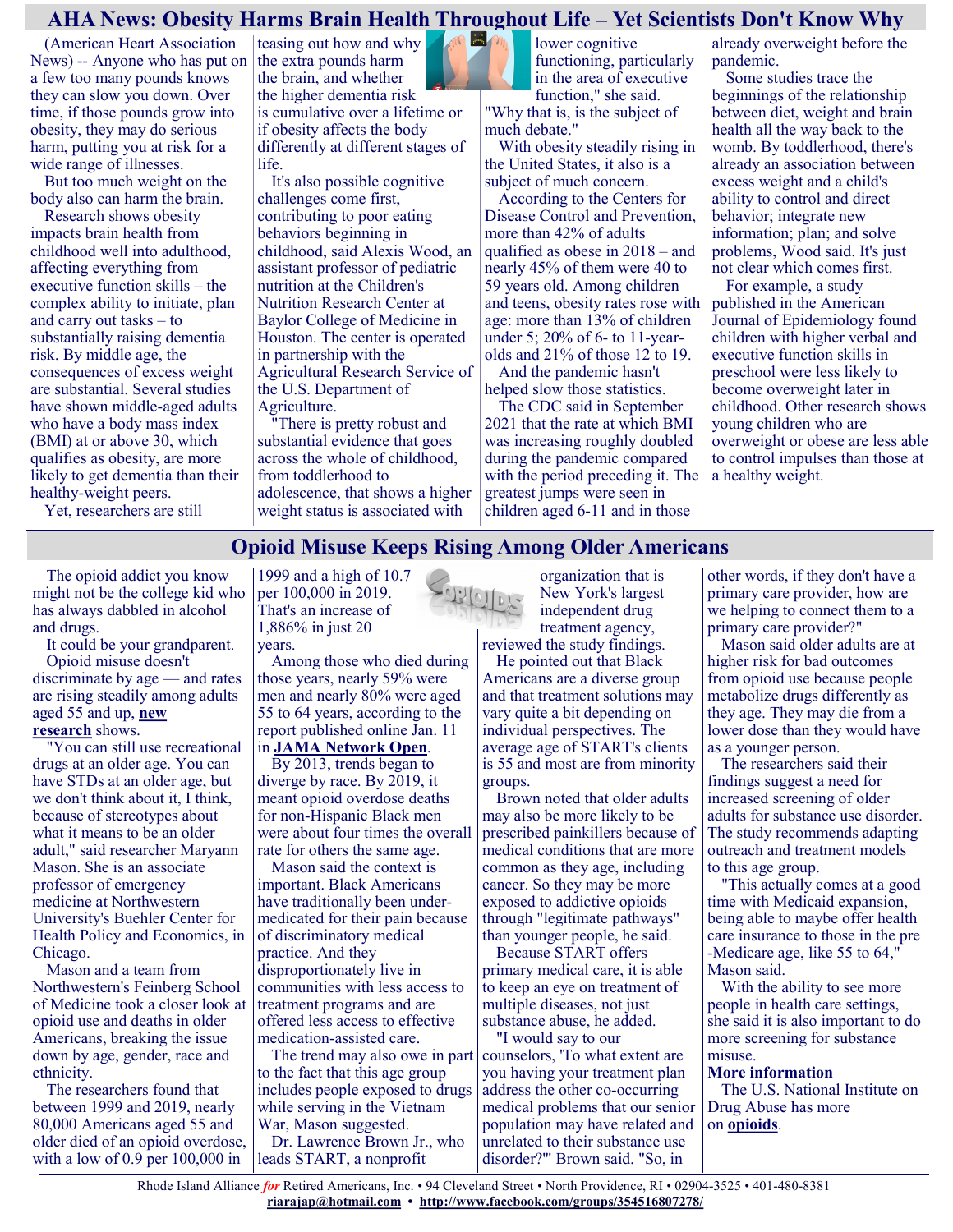## AHA News: Obesity Harms Brain Health Throughout Life – Yet Scientists Don't Know Why

(American Heart Association News) -- Anyone who has put on a few too many pounds knows they can slow you down. Over time, if those pounds grow into obesity, they may do serious harm, putting you at risk for a wide range of illnesses.

But too much weight on the body also can harm the brain.

Research shows obesity impacts brain health from childhood well into adulthood, affecting everything from executive function skills – the complex ability to initiate, plan and carry out tasks – to substantially raising dementia risk. By middle age, the consequences of excess weight are substantial. Several studies have shown middle-aged adults who have a body mass index (BMI) at or above 30, which qualifies as obesity, are more likely to get dementia than their healthy-weight peers.

Yet, researchers are still teasing out how and why the extra pounds harm the brain, and whether the higher dementia risk is cumulative over a lifetime or if obesity affects the body differently at different stages of life.

It's also possible cognitive challenges come first, contributing to poor eating behaviors beginning in childhood, said Alexis Wood, an assistant professor of pediatric nutrition at the Children's Nutrition Research Center at Baylor College of Medicine in Houston. The center is operated in partnership with the Agricultural Research Service of the U.S. Department of Agriculture.

"There is pretty robust and substantial evidence that goes across the whole of childhood, from toddlerhood to adolescence, that shows a higher weight status is associated with lower cognitive functioning, particularly in the area of executive function," she said. "Why that is, is the subject of much debate."

With obesity steadily rising in the United States, it also is a subject of much concern.

According to the Centers for Disease Control and Prevention, more than 42% of adults qualified as obese in 2018 – and nearly 45% of them were 40 to 59 years old. Among children and teens, obesity rates rose with age: more than 13% of children under 5; 20% of 6- to 11-year-olds and 21% of those 12 to 19.

And the pandemic hasn't helped slow those statistics.

The CDC said in September 2021 that the rate at which BMI was increasing roughly doubled during the pandemic compared with the period preceding it. The greatest jumps were seen in children aged 6-11 and in those already overweight before the pandemic.

Some studies trace the beginnings of the relationship between diet, weight and brain health all the way back to the womb. By toddlerhood, there's already an association between excess weight and a child's ability to control and direct behavior; integrate new information; plan; and solve problems, Wood said. It's just not clear which comes first.

For example, a study published in the American Journal of Epidemiology found children with higher verbal and executive function skills in preschool were less likely to become overweight later in childhood. Other research shows young children who are overweight or obese are less able to control impulses than those at a healthy weight.

## Opioid Misuse Keeps Rising Among Older Americans

The opioid addict you know might not be the college kid who has always dabbled in alcohol and drugs.

It could be your grandparent.

Opioid misuse doesn't discriminate by age — and rates are rising steadily among adults aged 55 and up, **new research** shows.

"You can still use recreational drugs at an older age. You can have STDs at an older age, but we don't think about it, I think, because of stereotypes about what it means to be an older adult," said researcher Maryann Mason. She is an associate professor of emergency medicine at Northwestern University's Buehler Center for Health Policy and Economics, in Chicago.

Mason and a team from Northwestern's Feinberg School of Medicine took a closer look at opioid use and deaths in older Americans, breaking the issue down by age, gender, race and ethnicity.

The researchers found that between 1999 and 2019, nearly 80,000 Americans aged 55 and older died of an opioid overdose, with a low of 0.9 per 100,000 in 1999 and a high of 10.7 per 100,000 in 2019. That's an increase of 1,886% in just 20 years.

Among those who died during those years, nearly 59% were men and nearly 80% were aged 55 to 64 years, according to the report published online Jan. 11 in **JAMA Network Open**.

By 2013, trends began to diverge by race. By 2019, it meant opioid overdose deaths for non-Hispanic Black men were about four times the overall rate for others the same age.

Mason said the context is important. Black Americans have traditionally been under-medicated for their pain because of discriminatory medical practice. And they disproportionately live in communities with less access to treatment programs and are offered less access to effective medication-assisted care.

The trend may also owe in part to the fact that this age group includes people exposed to drugs while serving in the Vietnam War, Mason suggested.

Dr. Lawrence Brown Jr., who leads START, a nonprofit organization that is New York's largest independent drug treatment agency, reviewed the study findings.

He pointed out that Black Americans are a diverse group and that treatment solutions may vary quite a bit depending on individual perspectives. The average age of START's clients is 55 and most are from minority groups.

Brown noted that older adults may also be more likely to be prescribed painkillers because of medical conditions that are more common as they age, including cancer. So they may be more exposed to addictive opioids through "legitimate pathways" than younger people, he said.

Because START offers primary medical care, it is able to keep an eye on treatment of multiple diseases, not just substance abuse, he added.

"I would say to our counselors, 'To what extent are you having your treatment plan address the other co-occurring medical problems that our senior population may have related and unrelated to their substance use disorder?'" Brown said. "So, in other words, if they don't have a primary care provider, how are we helping to connect them to a primary care provider?"

Mason said older adults are at higher risk for bad outcomes from opioid use because people metabolize drugs differently as they age. They may die from a lower dose than they would have as a younger person.

The researchers said their findings suggest a need for increased screening of older adults for substance use disorder. The study recommends adapting outreach and treatment models to this age group.

"This actually comes at a good time with Medicaid expansion, being able to maybe offer health care insurance to those in the pre -Medicare age, like 55 to 64," Mason said.

With the ability to see more people in health care settings, she said it is also important to do more screening for substance misuse.

**More information**

The U.S. National Institute on Drug Abuse has more on **opioids**.

Rhode Island Alliance *for* Retired Americans, Inc. • 94 Cleveland Street • North Providence, RI • 02904-3525 • 401-480-8381
**riarajap@hotmail.com** • **http://www.facebook.com/groups/354516807278/**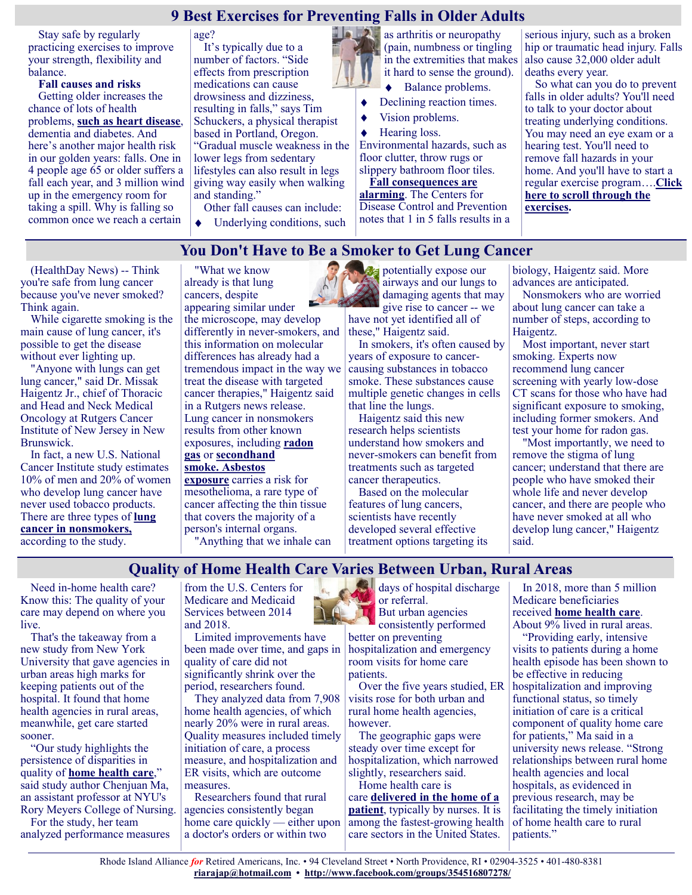# 9 Best Exercises for Preventing Falls in Older Adults

Stay safe by regularly practicing exercises to improve your strength, flexibility and balance.

**Fall causes and risks**

Getting older increases the chance of lots of health problems, **such as heart disease**, dementia and diabetes. And here's another major health risk in our golden years: falls. One in 4 people age 65 or older suffers a fall each year, and 3 million wind up in the emergency room for taking a spill. Why is falling so common once we reach a certain age?

It's typically due to a number of factors. "Side effects from prescription medications can cause drowsiness and dizziness, resulting in falls," says Tim Schuckers, a physical therapist based in Portland, Oregon. "Gradual muscle weakness in the lower legs from sedentary lifestyles can also result in legs giving way easily when walking and standing."

Other fall causes can include:

- Underlying conditions, such as arthritis or neuropathy (pain, numbness or tingling in the extremities that makes it hard to sense the ground).
- Balance problems.
- Declining reaction times.
- Vision problems.
- Hearing loss.

Environmental hazards, such as floor clutter, throw rugs or slippery bathroom floor tiles.

**Fall consequences are alarming**. The Centers for Disease Control and Prevention notes that 1 in 5 falls results in a serious injury, such as a broken hip or traumatic head injury. Falls also cause 32,000 older adult deaths every year.

So what can you do to prevent falls in older adults? You'll need to talk to your doctor about treating underlying conditions. You may need an eye exam or a hearing test. You'll need to remove fall hazards in your home. And you'll have to start a regular exercise program….**Click here to scroll through the exercises.**

# You Don't Have to Be a Smoker to Get Lung Cancer

(HealthDay News) -- Think you're safe from lung cancer because you've never smoked? Think again.

While cigarette smoking is the main cause of lung cancer, it's possible to get the disease without ever lighting up.

"Anyone with lungs can get lung cancer," said Dr. Missak Haigentz Jr., chief of Thoracic and Head and Neck Medical Oncology at Rutgers Cancer Institute of New Jersey in New Brunswick.

In fact, a new U.S. National Cancer Institute study estimates 10% of men and 20% of women who develop lung cancer have never used tobacco products. There are three types of **lung cancer in nonsmokers,** according to the study.

"What we know already is that lung cancers, despite appearing similar under the microscope, may develop differently in never-smokers, and this information on molecular differences has already had a tremendous impact in the way we treat the disease with targeted cancer therapies," Haigentz said in a Rutgers news release. Lung cancer in nonsmokers results from other known exposures, including **radon gas** or **secondhand smoke. Asbestos exposure** carries a risk for mesothelioma, a rare type of cancer affecting the thin tissue that covers the majority of a person's internal organs.

"Anything that we inhale can potentially expose our airways and our lungs to damaging agents that may give rise to cancer -- we have not yet identified all of these," Haigentz said.

In smokers, it's often caused by years of exposure to cancer-causing substances in tobacco smoke. These substances cause multiple genetic changes in cells that line the lungs.

Haigentz said this new research helps scientists understand how smokers and never-smokers can benefit from treatments such as targeted cancer therapeutics.

Based on the molecular features of lung cancers, scientists have recently developed several effective treatment options targeting its biology, Haigentz said. More advances are anticipated.

Nonsmokers who are worried about lung cancer can take a number of steps, according to Haigentz.

Most important, never start smoking. Experts now recommend lung cancer screening with yearly low-dose CT scans for those who have had significant exposure to smoking, including former smokers. And test your home for radon gas.

"Most importantly, we need to remove the stigma of lung cancer; understand that there are people who have smoked their whole life and never develop cancer, and there are people who have never smoked at all who develop lung cancer," Haigentz said.

# Quality of Home Health Care Varies Between Urban, Rural Areas

Need in-home health care? Know this: The quality of your care may depend on where you live.

That's the takeaway from a new study from New York University that gave agencies in urban areas high marks for keeping patients out of the hospital. It found that home health agencies in rural areas, meanwhile, get care started sooner.

"Our study highlights the persistence of disparities in quality of **home health care**," said study author Chenjuan Ma, an assistant professor at NYU's Rory Meyers College of Nursing.

For the study, her team analyzed performance measures from the U.S. Centers for Medicare and Medicaid Services between 2014 and 2018.

Limited improvements have been made over time, and gaps in quality of care did not significantly shrink over the period, researchers found.

They analyzed data from 7,908 home health agencies, of which nearly 20% were in rural areas. Quality measures included timely initiation of care, a process measure, and hospitalization and ER visits, which are outcome measures.

Researchers found that rural agencies consistently began home care quickly — either upon a doctor's orders or within two days of hospital discharge or referral.

But urban agencies consistently performed better on preventing hospitalization and emergency room visits for home care patients.

Over the five years studied, ER visits rose for both urban and rural home health agencies, however.

The geographic gaps were steady over time except for hospitalization, which narrowed slightly, researchers said.

Home health care is care **delivered in the home of a patient**, typically by nurses. It is among the fastest-growing health care sectors in the United States.

In 2018, more than 5 million Medicare beneficiaries received **home health care**. About 9% lived in rural areas.

"Providing early, intensive visits to patients during a home health episode has been shown to be effective in reducing hospitalization and improving functional status, so timely initiation of care is a critical component of quality home care for patients," Ma said in a university news release. "Strong relationships between rural home health agencies and local hospitals, as evidenced in previous research, may be facilitating the timely initiation of home health care to rural patients."

Rhode Island Alliance *for* Retired Americans, Inc. • 94 Cleveland Street • North Providence, RI • 02904-3525 • 401-480-8381
**riarajap@hotmail.com** • **http://www.facebook.com/groups/354516807278/**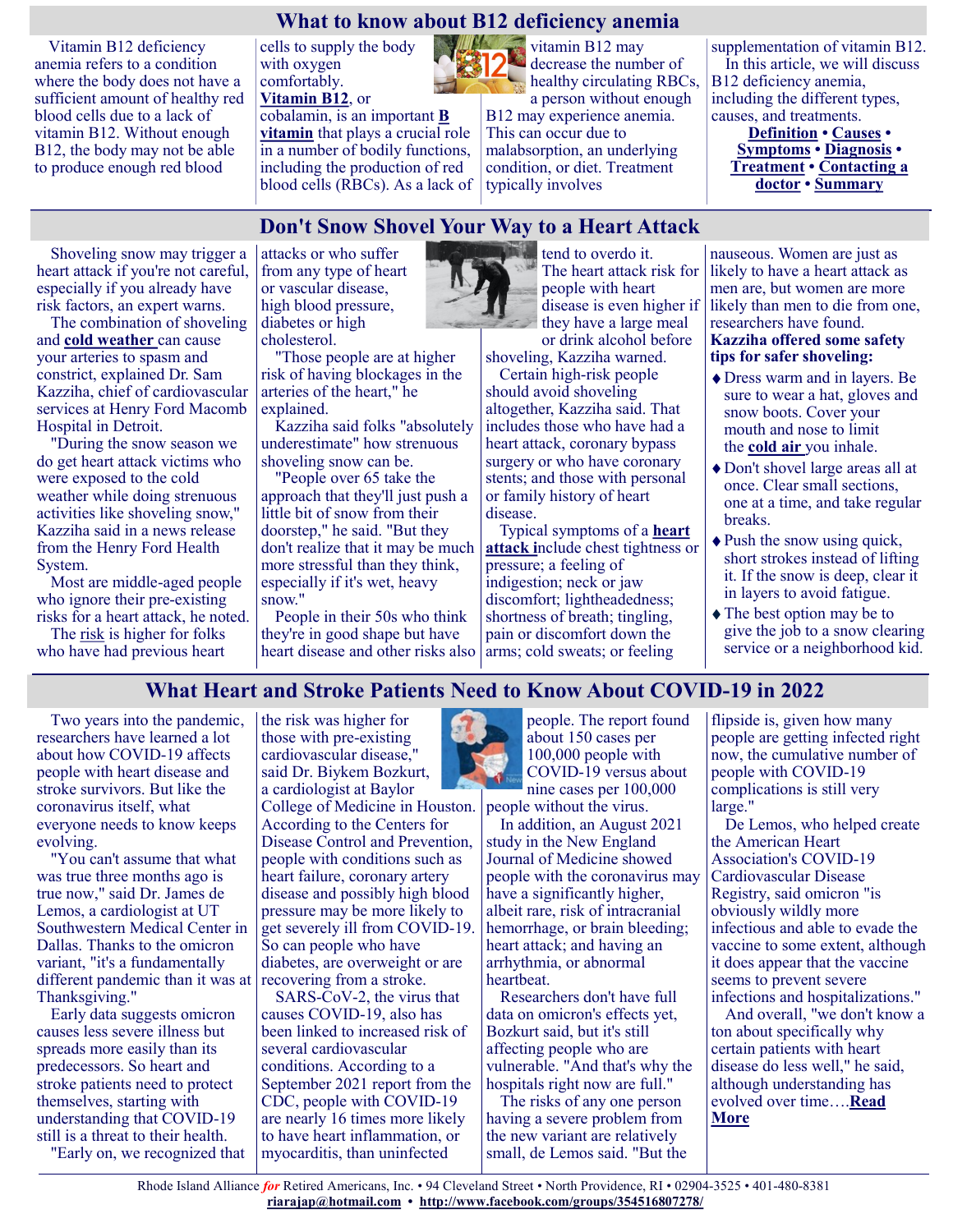# What to know about B12 deficiency anemia

Vitamin B12 deficiency anemia refers to a condition where the body does not have a sufficient amount of healthy red blood cells due to a lack of vitamin B12. Without enough B12, the body may not be able to produce enough red blood cells to supply the body with oxygen comfortably.

**Vitamin B12**, or cobalamin, is an important **B vitamin** that plays a crucial role in a number of bodily functions, including the production of red blood cells (RBCs). As a lack of vitamin B12 may decrease the number of healthy circulating RBCs, a person without enough B12 may experience anemia. This can occur due to malabsorption, an underlying condition, or diet. Treatment typically involves supplementation of vitamin B12.

In this article, we will discuss B12 deficiency anemia, including the different types, causes, and treatments.

**Definition • Causes • Symptoms • Diagnosis • Treatment • Contacting a doctor • Summary**

# Don't Snow Shovel Your Way to a Heart Attack

Shoveling snow may trigger a heart attack if you're not careful, especially if you already have risk factors, an expert warns.

The combination of shoveling and **cold weather** can cause your arteries to spasm and constrict, explained Dr. Sam Kazziha, chief of cardiovascular services at Henry Ford Macomb Hospital in Detroit.

"During the snow season we do get heart attack victims who were exposed to the cold weather while doing strenuous activities like shoveling snow," Kazziha said in a news release from the Henry Ford Health System.

Most are middle-aged people who ignore their pre-existing risks for a heart attack, he noted.

The risk is higher for folks who have had previous heart attacks or who suffer from any type of heart or vascular disease, high blood pressure, diabetes or high cholesterol.

"Those people are at higher risk of having blockages in the arteries of the heart," he explained.

Kazziha said folks "absolutely underestimate" how strenuous shoveling snow can be.

"People over 65 take the approach that they'll just push a little bit of snow from their doorstep," he said. "But they don't realize that it may be much more stressful than they think, especially if it's wet, heavy snow."

People in their 50s who think they're in good shape but have heart disease and other risks also tend to overdo it.

The heart attack risk for people with heart disease is even higher if they have a large meal or drink alcohol before shoveling, Kazziha warned.

Certain high-risk people should avoid shoveling altogether, Kazziha said. That includes those who have had a heart attack, coronary bypass surgery or who have coronary stents; and those with personal or family history of heart disease.

Typical symptoms of a **heart attack** include chest tightness or pressure; a feeling of indigestion; neck or jaw discomfort; lightheadedness; shortness of breath; tingling, pain or discomfort down the arms; cold sweats; or feeling nauseous. Women are just as likely to have a heart attack as men are, but women are more likely than men to die from one, researchers have found.

**Kazziha offered some safety tips for safer shoveling:**

- Dress warm and in layers. Be sure to wear a hat, gloves and snow boots. Cover your mouth and nose to limit the **cold air** you inhale.
- Don't shovel large areas all at once. Clear small sections, one at a time, and take regular breaks.
- Push the snow using quick, short strokes instead of lifting it. If the snow is deep, clear it in layers to avoid fatigue.
- The best option may be to give the job to a snow clearing service or a neighborhood kid.

# What Heart and Stroke Patients Need to Know About COVID-19 in 2022

Two years into the pandemic, researchers have learned a lot about how COVID-19 affects people with heart disease and stroke survivors. But like the coronavirus itself, what everyone needs to know keeps evolving.

"You can't assume that what was true three months ago is true now," said Dr. James de Lemos, a cardiologist at UT Southwestern Medical Center in Dallas. Thanks to the omicron variant, "it's a fundamentally different pandemic than it was at Thanksgiving."

Early data suggests omicron causes less severe illness but spreads more easily than its predecessors. So heart and stroke patients need to protect themselves, starting with understanding that COVID-19 still is a threat to their health.

"Early on, we recognized that the risk was higher for those with pre-existing cardiovascular disease," said Dr. Biykem Bozkurt, a cardiologist at Baylor College of Medicine in Houston. According to the Centers for Disease Control and Prevention, people with conditions such as heart failure, coronary artery disease and possibly high blood pressure may be more likely to get severely ill from COVID-19. So can people who have diabetes, are overweight or are recovering from a stroke.

SARS-CoV-2, the virus that causes COVID-19, also has been linked to increased risk of several cardiovascular conditions. According to a September 2021 report from the CDC, people with COVID-19 are nearly 16 times more likely to have heart inflammation, or myocarditis, than uninfected people. The report found about 150 cases per 100,000 people with COVID-19 versus about nine cases per 100,000 people without the virus.

In addition, an August 2021 study in the New England Journal of Medicine showed people with the coronavirus may have a significantly higher, albeit rare, risk of intracranial hemorrhage, or brain bleeding; heart attack; and having an arrhythmia, or abnormal heartbeat.

Researchers don't have full data on omicron's effects yet, Bozkurt said, but it's still affecting people who are vulnerable. "And that's why the hospitals right now are full."

The risks of any one person having a severe problem from the new variant are relatively small, de Lemos said. "But the flipside is, given how many people are getting infected right now, the cumulative number of people with COVID-19 complications is still very large."

De Lemos, who helped create the American Heart Association's COVID-19 Cardiovascular Disease Registry, said omicron "is obviously wildly more infectious and able to evade the vaccine to some extent, although it does appear that the vaccine seems to prevent severe infections and hospitalizations."

And overall, "we don't know a ton about specifically why certain patients with heart disease do less well," he said, although understanding has evolved over time….**Read More**

Rhode Island Alliance *for* Retired Americans, Inc. • 94 Cleveland Street • North Providence, RI • 02904-3525 • 401-480-8381
**riarajap@hotmail.com** • **http://www.facebook.com/groups/354516807278/**